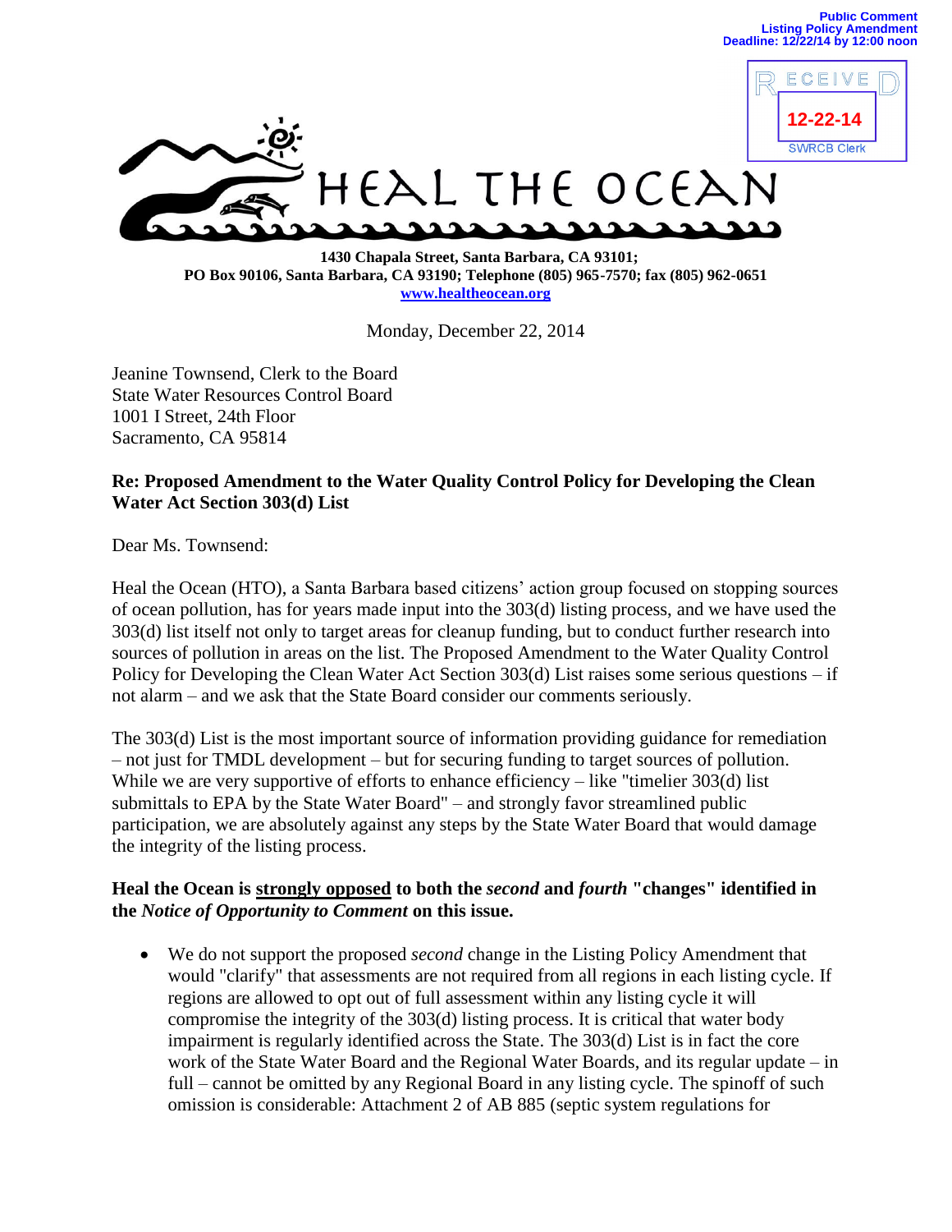Public Comment
Listing Policy Amendment
Deadline: 12/22/14 by 12:00 noon

RECEIVED
12-22-14
SWRCB Clerk

# HEAL THE OCEAN

**1430 Chapala Street, Santa Barbara, CA 93101;**
**PO Box 90106, Santa Barbara, CA 93190; Telephone (805) 965-7570; fax (805) 962-0651**
**www.healtheocean.org**

Monday, December 22, 2014

Jeanine Townsend, Clerk to the Board
State Water Resources Control Board
1001 I Street, 24th Floor
Sacramento, CA 95814

**Re: Proposed Amendment to the Water Quality Control Policy for Developing the Clean Water Act Section 303(d) List**

Dear Ms. Townsend:

Heal the Ocean (HTO), a Santa Barbara based citizens' action group focused on stopping sources of ocean pollution, has for years made input into the 303(d) listing process, and we have used the 303(d) list itself not only to target areas for cleanup funding, but to conduct further research into sources of pollution in areas on the list. The Proposed Amendment to the Water Quality Control Policy for Developing the Clean Water Act Section 303(d) List raises some serious questions – if not alarm – and we ask that the State Board consider our comments seriously.

The 303(d) List is the most important source of information providing guidance for remediation – not just for TMDL development – but for securing funding to target sources of pollution. While we are very supportive of efforts to enhance efficiency – like "timelier 303(d) list submittals to EPA by the State Water Board" – and strongly favor streamlined public participation, we are absolutely against any steps by the State Water Board that would damage the integrity of the listing process.

**Heal the Ocean is <u>strongly opposed</u> to both the *second* and *fourth* "changes" identified in the *Notice of Opportunity to Comment* on this issue.**

- We do not support the proposed *second* change in the Listing Policy Amendment that would "clarify" that assessments are not required from all regions in each listing cycle. If regions are allowed to opt out of full assessment within any listing cycle it will compromise the integrity of the 303(d) listing process. It is critical that water body impairment is regularly identified across the State. The 303(d) List is in fact the core work of the State Water Board and the Regional Water Boards, and its regular update – in full – cannot be omitted by any Regional Board in any listing cycle. The spinoff of such omission is considerable: Attachment 2 of AB 885 (septic system regulations for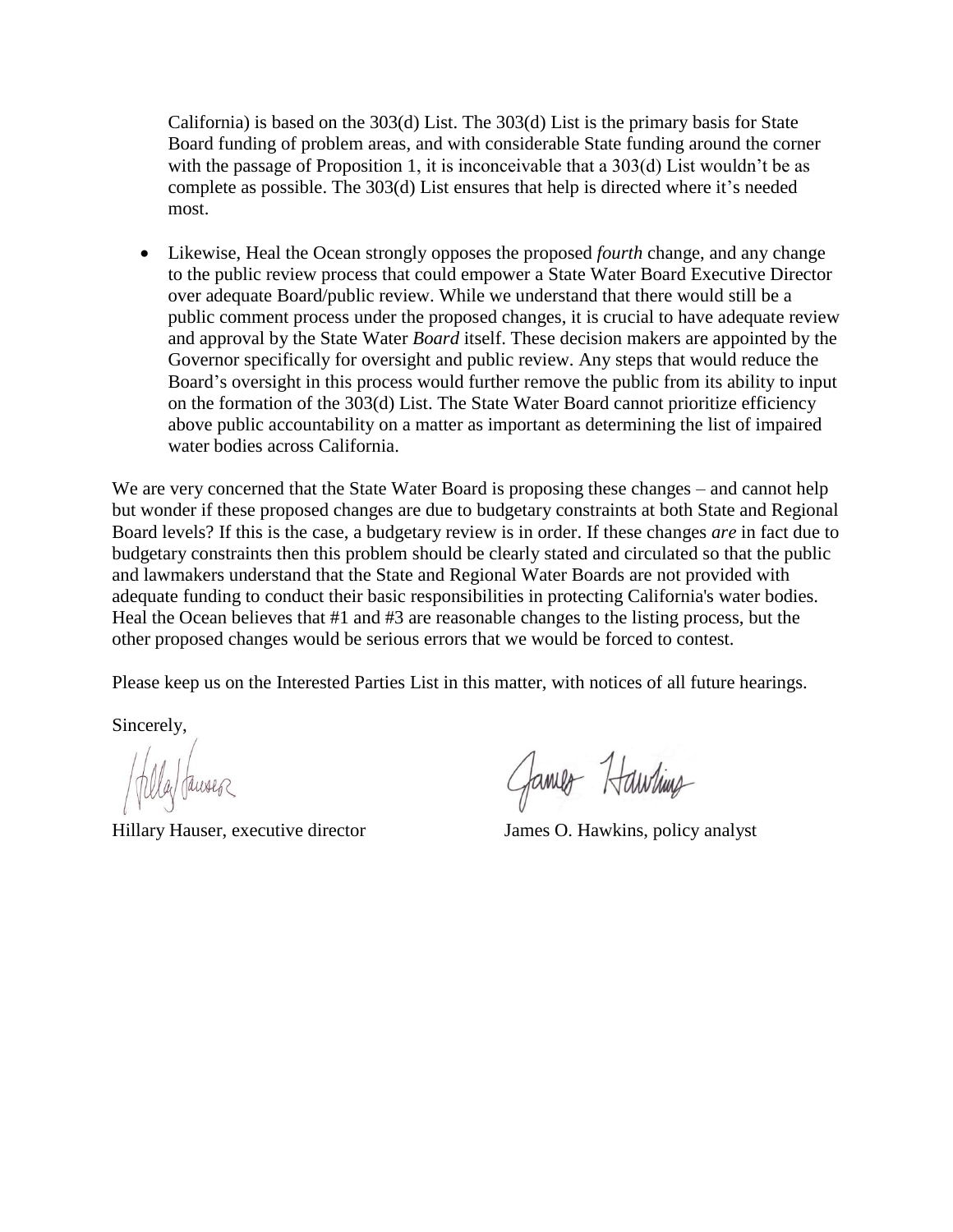California) is based on the 303(d) List. The 303(d) List is the primary basis for State Board funding of problem areas, and with considerable State funding around the corner with the passage of Proposition 1, it is inconceivable that a 303(d) List wouldn't be as complete as possible. The 303(d) List ensures that help is directed where it's needed most.

- Likewise, Heal the Ocean strongly opposes the proposed *fourth* change, and any change to the public review process that could empower a State Water Board Executive Director over adequate Board/public review. While we understand that there would still be a public comment process under the proposed changes, it is crucial to have adequate review and approval by the State Water *Board* itself. These decision makers are appointed by the Governor specifically for oversight and public review. Any steps that would reduce the Board's oversight in this process would further remove the public from its ability to input on the formation of the 303(d) List. The State Water Board cannot prioritize efficiency above public accountability on a matter as important as determining the list of impaired water bodies across California.

We are very concerned that the State Water Board is proposing these changes – and cannot help but wonder if these proposed changes are due to budgetary constraints at both State and Regional Board levels? If this is the case, a budgetary review is in order. If these changes *are* in fact due to budgetary constraints then this problem should be clearly stated and circulated so that the public and lawmakers understand that the State and Regional Water Boards are not provided with adequate funding to conduct their basic responsibilities in protecting California's water bodies. Heal the Ocean believes that #1 and #3 are reasonable changes to the listing process, but the other proposed changes would be serious errors that we would be forced to contest.

Please keep us on the Interested Parties List in this matter, with notices of all future hearings.

Sincerely,

Hillary Hauser, executive director

James O. Hawkins, policy analyst